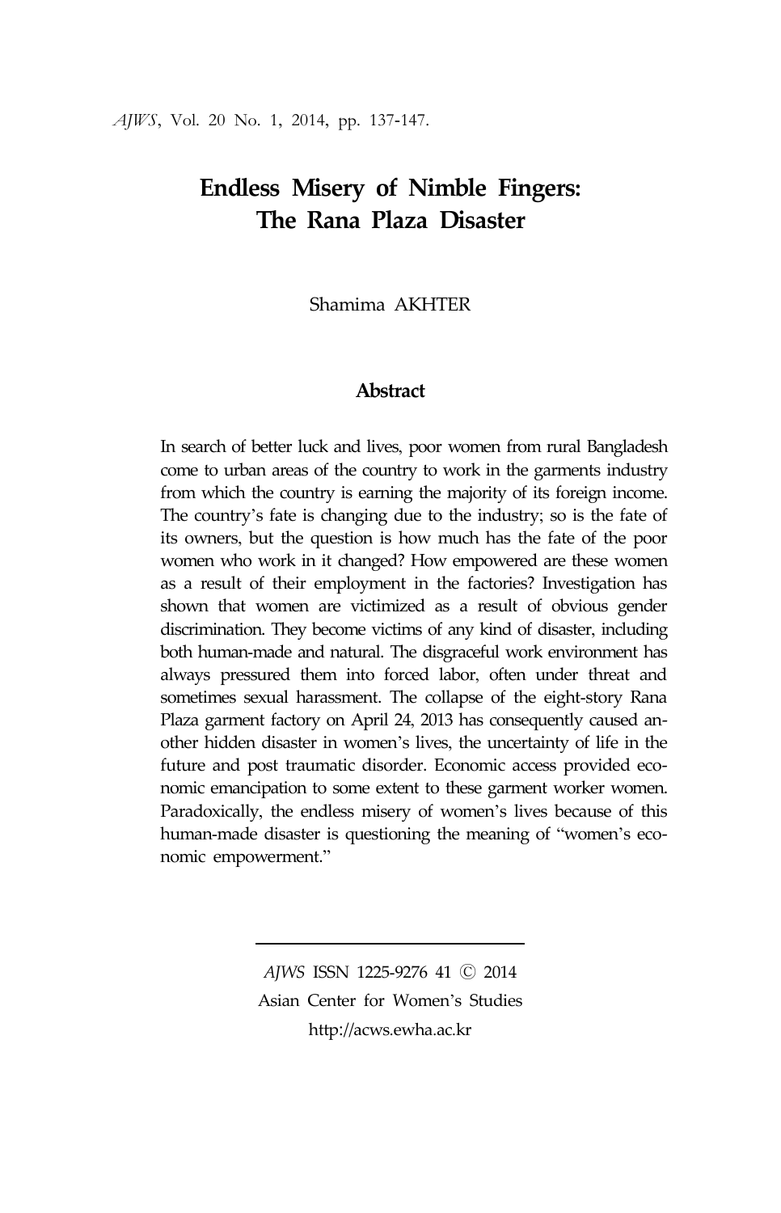# Endless Misery of Nimble Fingers: The Rana Plaza Disaster

Shamima AKHTER

## Abstract

In search of better luck and lives, poor women from rural Bangladesh come to urban areas of the country to work in the garments industry from which the country is earning the majority of its foreign income. The country's fate is changing due to the industry; so is the fate of its owners, but the question is how much has the fate of the poor women who work in it changed? How empowered are these women as a result of their employment in the factories? Investigation has shown that women are victimized as a result of obvious gender discrimination. They become victims of any kind of disaster, including both human-made and natural. The disgraceful work environment has always pressured them into forced labor, often under threat and sometimes sexual harassment. The collapse of the eight-story Rana Plaza garment factory on April 24, 2013 has consequently caused another hidden disaster in women's lives, the uncertainty of life in the future and post traumatic disorder. Economic access provided economic emancipation to some extent to these garment worker women. Paradoxically, the endless misery of women's lives because of this human-made disaster is questioning the meaning of "women's economic empowerment."

---

*AJWS* ISSN 1225-9276 41 © 2014
Asian Center for Women's Studies
http://acws.ewha.ac.kr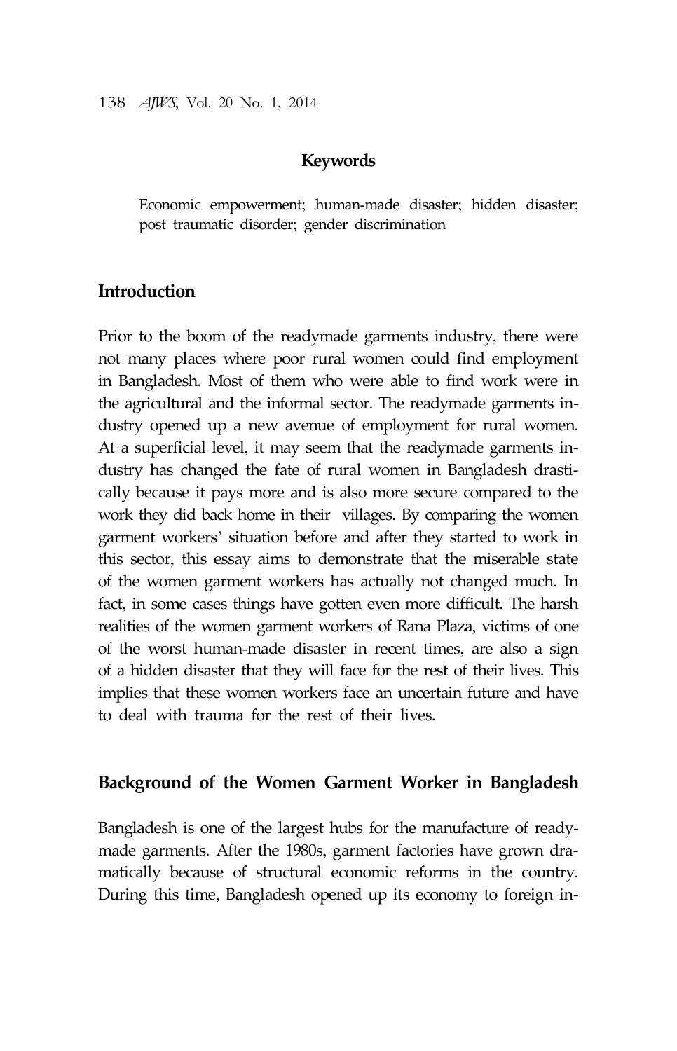**Keywords**

Economic empowerment; human-made disaster; hidden disaster; post traumatic disorder; gender discrimination

## Introduction

Prior to the boom of the readymade garments industry, there were not many places where poor rural women could find employment in Bangladesh. Most of them who were able to find work were in the agricultural and the informal sector. The readymade garments industry opened up a new avenue of employment for rural women. At a superficial level, it may seem that the readymade garments industry has changed the fate of rural women in Bangladesh drastically because it pays more and is also more secure compared to the work they did back home in their villages. By comparing the women garment workers' situation before and after they started to work in this sector, this essay aims to demonstrate that the miserable state of the women garment workers has actually not changed much. In fact, in some cases things have gotten even more difficult. The harsh realities of the women garment workers of Rana Plaza, victims of one of the worst human-made disaster in recent times, are also a sign of a hidden disaster that they will face for the rest of their lives. This implies that these women workers face an uncertain future and have to deal with trauma for the rest of their lives.

## Background of the Women Garment Worker in Bangladesh

Bangladesh is one of the largest hubs for the manufacture of readymade garments. After the 1980s, garment factories have grown dramatically because of structural economic reforms in the country. During this time, Bangladesh opened up its economy to foreign in-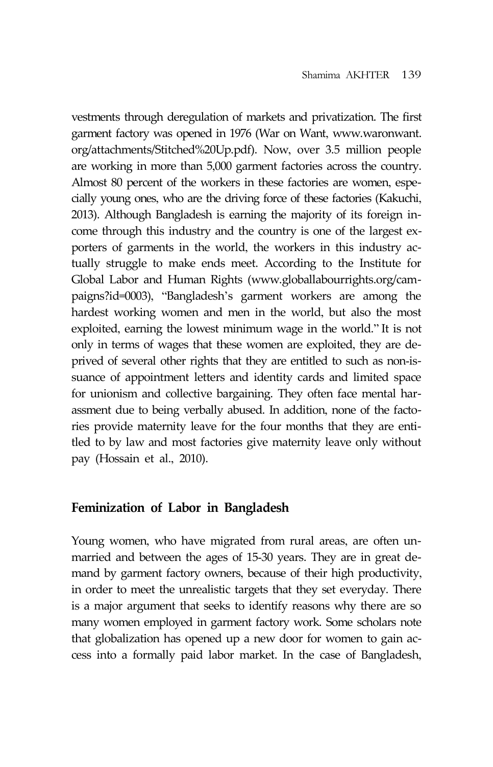vestments through deregulation of markets and privatization. The first garment factory was opened in 1976 (War on Want, www.waronwant.org/attachments/Stitched%20Up.pdf). Now, over 3.5 million people are working in more than 5,000 garment factories across the country. Almost 80 percent of the workers in these factories are women, especially young ones, who are the driving force of these factories (Kakuchi, 2013). Although Bangladesh is earning the majority of its foreign income through this industry and the country is one of the largest exporters of garments in the world, the workers in this industry actually struggle to make ends meet. According to the Institute for Global Labor and Human Rights (www.globallabourrights.org/campaigns?id=0003), "Bangladesh's garment workers are among the hardest working women and men in the world, but also the most exploited, earning the lowest minimum wage in the world." It is not only in terms of wages that these women are exploited, they are deprived of several other rights that they are entitled to such as non-issuance of appointment letters and identity cards and limited space for unionism and collective bargaining. They often face mental harassment due to being verbally abused. In addition, none of the factories provide maternity leave for the four months that they are entitled to by law and most factories give maternity leave only without pay (Hossain et al., 2010).

## Feminization of Labor in Bangladesh

Young women, who have migrated from rural areas, are often unmarried and between the ages of 15-30 years. They are in great demand by garment factory owners, because of their high productivity, in order to meet the unrealistic targets that they set everyday. There is a major argument that seeks to identify reasons why there are so many women employed in garment factory work. Some scholars note that globalization has opened up a new door for women to gain access into a formally paid labor market. In the case of Bangladesh,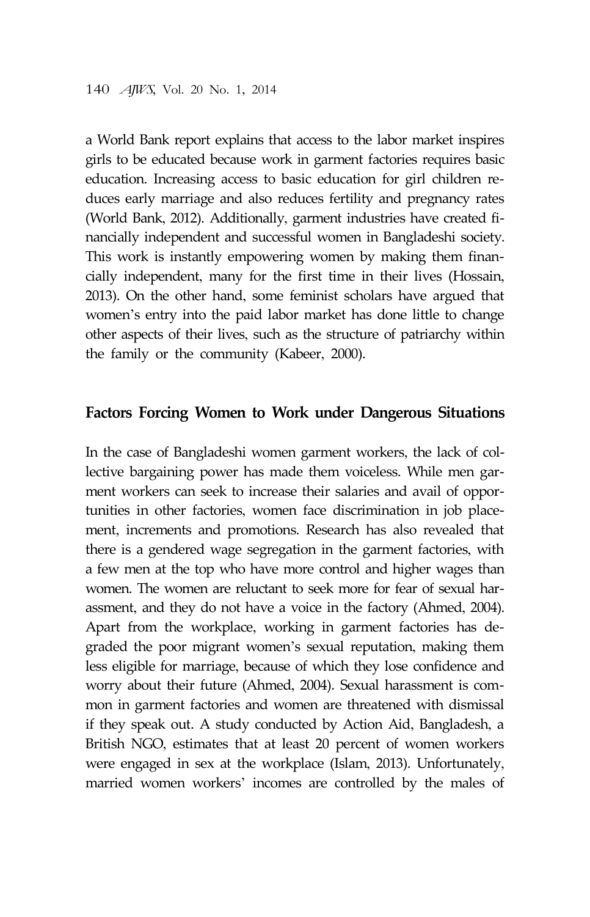a World Bank report explains that access to the labor market inspires girls to be educated because work in garment factories requires basic education. Increasing access to basic education for girl children reduces early marriage and also reduces fertility and pregnancy rates (World Bank, 2012). Additionally, garment industries have created financially independent and successful women in Bangladeshi society. This work is instantly empowering women by making them financially independent, many for the first time in their lives (Hossain, 2013). On the other hand, some feminist scholars have argued that women's entry into the paid labor market has done little to change other aspects of their lives, such as the structure of patriarchy within the family or the community (Kabeer, 2000).

## Factors Forcing Women to Work under Dangerous Situations

In the case of Bangladeshi women garment workers, the lack of collective bargaining power has made them voiceless. While men garment workers can seek to increase their salaries and avail of opportunities in other factories, women face discrimination in job placement, increments and promotions. Research has also revealed that there is a gendered wage segregation in the garment factories, with a few men at the top who have more control and higher wages than women. The women are reluctant to seek more for fear of sexual harassment, and they do not have a voice in the factory (Ahmed, 2004). Apart from the workplace, working in garment factories has degraded the poor migrant women's sexual reputation, making them less eligible for marriage, because of which they lose confidence and worry about their future (Ahmed, 2004). Sexual harassment is common in garment factories and women are threatened with dismissal if they speak out. A study conducted by Action Aid, Bangladesh, a British NGO, estimates that at least 20 percent of women workers were engaged in sex at the workplace (Islam, 2013). Unfortunately, married women workers' incomes are controlled by the males of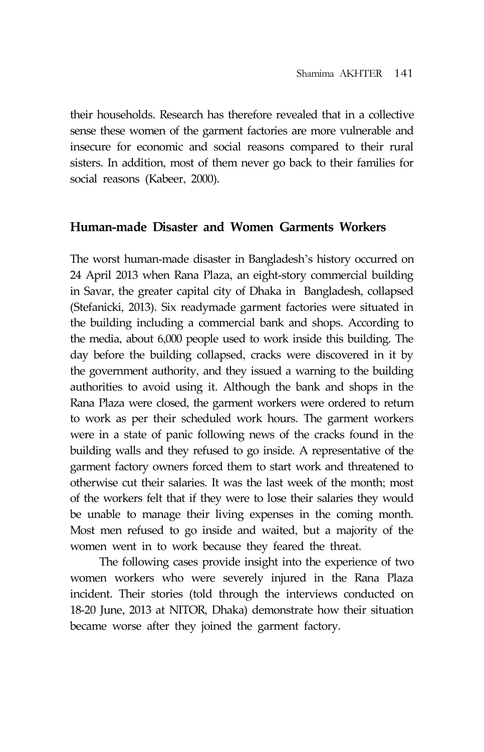their households. Research has therefore revealed that in a collective sense these women of the garment factories are more vulnerable and insecure for economic and social reasons compared to their rural sisters. In addition, most of them never go back to their families for social reasons (Kabeer, 2000).

## Human-made Disaster and Women Garments Workers

The worst human-made disaster in Bangladesh's history occurred on 24 April 2013 when Rana Plaza, an eight-story commercial building in Savar, the greater capital city of Dhaka in Bangladesh, collapsed (Stefanicki, 2013). Six readymade garment factories were situated in the building including a commercial bank and shops. According to the media, about 6,000 people used to work inside this building. The day before the building collapsed, cracks were discovered in it by the government authority, and they issued a warning to the building authorities to avoid using it. Although the bank and shops in the Rana Plaza were closed, the garment workers were ordered to return to work as per their scheduled work hours. The garment workers were in a state of panic following news of the cracks found in the building walls and they refused to go inside. A representative of the garment factory owners forced them to start work and threatened to otherwise cut their salaries. It was the last week of the month; most of the workers felt that if they were to lose their salaries they would be unable to manage their living expenses in the coming month. Most men refused to go inside and waited, but a majority of the women went in to work because they feared the threat.

The following cases provide insight into the experience of two women workers who were severely injured in the Rana Plaza incident. Their stories (told through the interviews conducted on 18-20 June, 2013 at NITOR, Dhaka) demonstrate how their situation became worse after they joined the garment factory.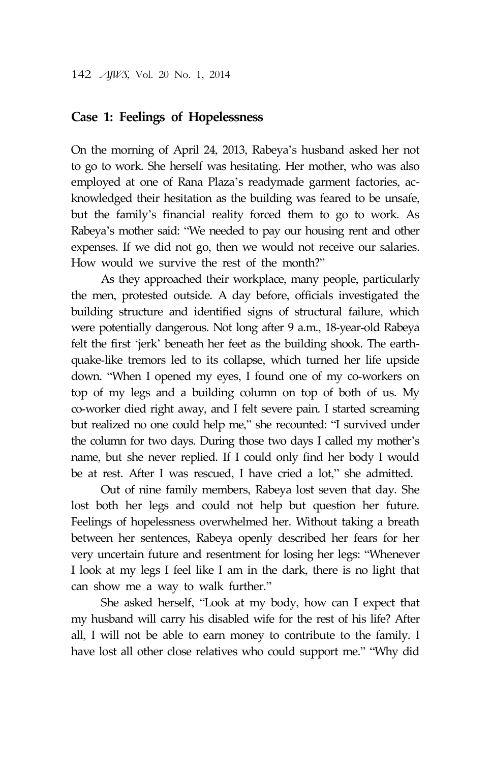## Case 1: Feelings of Hopelessness

On the morning of April 24, 2013, Rabeya's husband asked her not to go to work. She herself was hesitating. Her mother, who was also employed at one of Rana Plaza's readymade garment factories, acknowledged their hesitation as the building was feared to be unsafe, but the family's financial reality forced them to go to work. As Rabeya's mother said: "We needed to pay our housing rent and other expenses. If we did not go, then we would not receive our salaries. How would we survive the rest of the month?"

As they approached their workplace, many people, particularly the men, protested outside. A day before, officials investigated the building structure and identified signs of structural failure, which were potentially dangerous. Not long after 9 a.m., 18-year-old Rabeya felt the first 'jerk' beneath her feet as the building shook. The earthquake-like tremors led to its collapse, which turned her life upside down. "When I opened my eyes, I found one of my co-workers on top of my legs and a building column on top of both of us. My co-worker died right away, and I felt severe pain. I started screaming but realized no one could help me," she recounted: "I survived under the column for two days. During those two days I called my mother's name, but she never replied. If I could only find her body I would be at rest. After I was rescued, I have cried a lot," she admitted.

Out of nine family members, Rabeya lost seven that day. She lost both her legs and could not help but question her future. Feelings of hopelessness overwhelmed her. Without taking a breath between her sentences, Rabeya openly described her fears for her very uncertain future and resentment for losing her legs: "Whenever I look at my legs I feel like I am in the dark, there is no light that can show me a way to walk further."

She asked herself, "Look at my body, how can I expect that my husband will carry his disabled wife for the rest of his life? After all, I will not be able to earn money to contribute to the family. I have lost all other close relatives who could support me." "Why did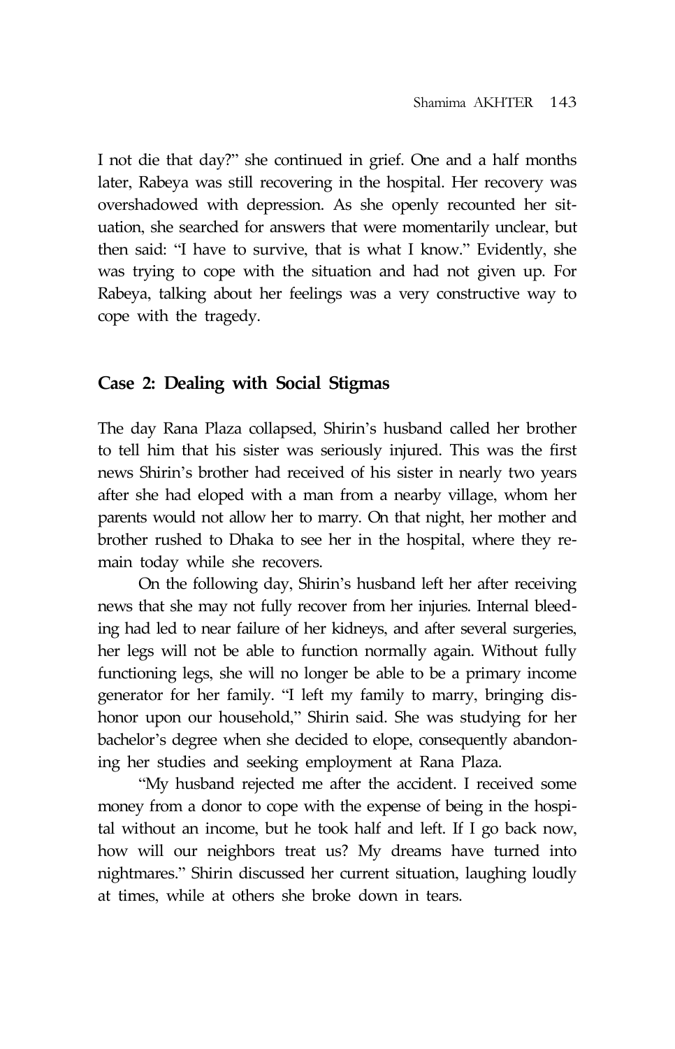I not die that day?" she continued in grief. One and a half months later, Rabeya was still recovering in the hospital. Her recovery was overshadowed with depression. As she openly recounted her situation, she searched for answers that were momentarily unclear, but then said: "I have to survive, that is what I know." Evidently, she was trying to cope with the situation and had not given up. For Rabeya, talking about her feelings was a very constructive way to cope with the tragedy.

### Case 2: Dealing with Social Stigmas

The day Rana Plaza collapsed, Shirin's husband called her brother to tell him that his sister was seriously injured. This was the first news Shirin's brother had received of his sister in nearly two years after she had eloped with a man from a nearby village, whom her parents would not allow her to marry. On that night, her mother and brother rushed to Dhaka to see her in the hospital, where they remain today while she recovers.

On the following day, Shirin's husband left her after receiving news that she may not fully recover from her injuries. Internal bleeding had led to near failure of her kidneys, and after several surgeries, her legs will not be able to function normally again. Without fully functioning legs, she will no longer be able to be a primary income generator for her family. "I left my family to marry, bringing dishonor upon our household," Shirin said. She was studying for her bachelor's degree when she decided to elope, consequently abandoning her studies and seeking employment at Rana Plaza.

"My husband rejected me after the accident. I received some money from a donor to cope with the expense of being in the hospital without an income, but he took half and left. If I go back now, how will our neighbors treat us? My dreams have turned into nightmares." Shirin discussed her current situation, laughing loudly at times, while at others she broke down in tears.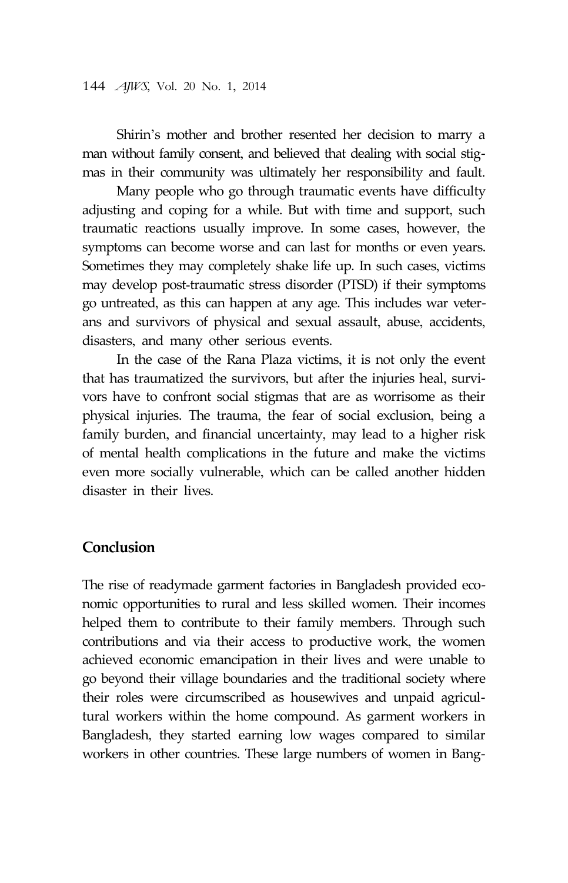Shirin's mother and brother resented her decision to marry a man without family consent, and believed that dealing with social stigmas in their community was ultimately her responsibility and fault.

Many people who go through traumatic events have difficulty adjusting and coping for a while. But with time and support, such traumatic reactions usually improve. In some cases, however, the symptoms can become worse and can last for months or even years. Sometimes they may completely shake life up. In such cases, victims may develop post-traumatic stress disorder (PTSD) if their symptoms go untreated, as this can happen at any age. This includes war veterans and survivors of physical and sexual assault, abuse, accidents, disasters, and many other serious events.

In the case of the Rana Plaza victims, it is not only the event that has traumatized the survivors, but after the injuries heal, survivors have to confront social stigmas that are as worrisome as their physical injuries. The trauma, the fear of social exclusion, being a family burden, and financial uncertainty, may lead to a higher risk of mental health complications in the future and make the victims even more socially vulnerable, which can be called another hidden disaster in their lives.

## Conclusion

The rise of readymade garment factories in Bangladesh provided economic opportunities to rural and less skilled women. Their incomes helped them to contribute to their family members. Through such contributions and via their access to productive work, the women achieved economic emancipation in their lives and were unable to go beyond their village boundaries and the traditional society where their roles were circumscribed as housewives and unpaid agricultural workers within the home compound. As garment workers in Bangladesh, they started earning low wages compared to similar workers in other countries. These large numbers of women in Bang-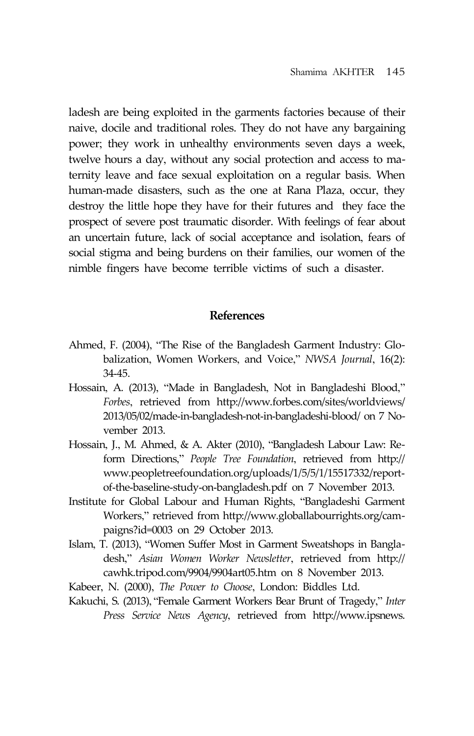ladesh are being exploited in the garments factories because of their naive, docile and traditional roles. They do not have any bargaining power; they work in unhealthy environments seven days a week, twelve hours a day, without any social protection and access to maternity leave and face sexual exploitation on a regular basis. When human-made disasters, such as the one at Rana Plaza, occur, they destroy the little hope they have for their futures and they face the prospect of severe post traumatic disorder. With feelings of fear about an uncertain future, lack of social acceptance and isolation, fears of social stigma and being burdens on their families, our women of the nimble fingers have become terrible victims of such a disaster.

## References

Ahmed, F. (2004), "The Rise of the Bangladesh Garment Industry: Globalization, Women Workers, and Voice," *NWSA Journal*, 16(2): 34-45.

Hossain, A. (2013), "Made in Bangladesh, Not in Bangladeshi Blood," *Forbes*, retrieved from http://www.forbes.com/sites/worldviews/2013/05/02/made-in-bangladesh-not-in-bangladeshi-blood/ on 7 November 2013.

Hossain, J., M. Ahmed, & A. Akter (2010), "Bangladesh Labour Law: Reform Directions," *People Tree Foundation*, retrieved from http://www.peopletreefoundation.org/uploads/1/5/5/1/15517332/report-of-the-baseline-study-on-bangladesh.pdf on 7 November 2013.

Institute for Global Labour and Human Rights, "Bangladeshi Garment Workers," retrieved from http://www.globallabourrights.org/campaigns?id=0003 on 29 October 2013.

Islam, T. (2013), "Women Suffer Most in Garment Sweatshops in Bangladesh," *Asian Women Worker Newsletter*, retrieved from http://cawhk.tripod.com/9904/9904art05.htm on 8 November 2013.

Kabeer, N. (2000), *The Power to Choose*, London: Biddles Ltd.

Kakuchi, S. (2013), "Female Garment Workers Bear Brunt of Tragedy," *Inter Press Service News Agency*, retrieved from http://www.ipsnews.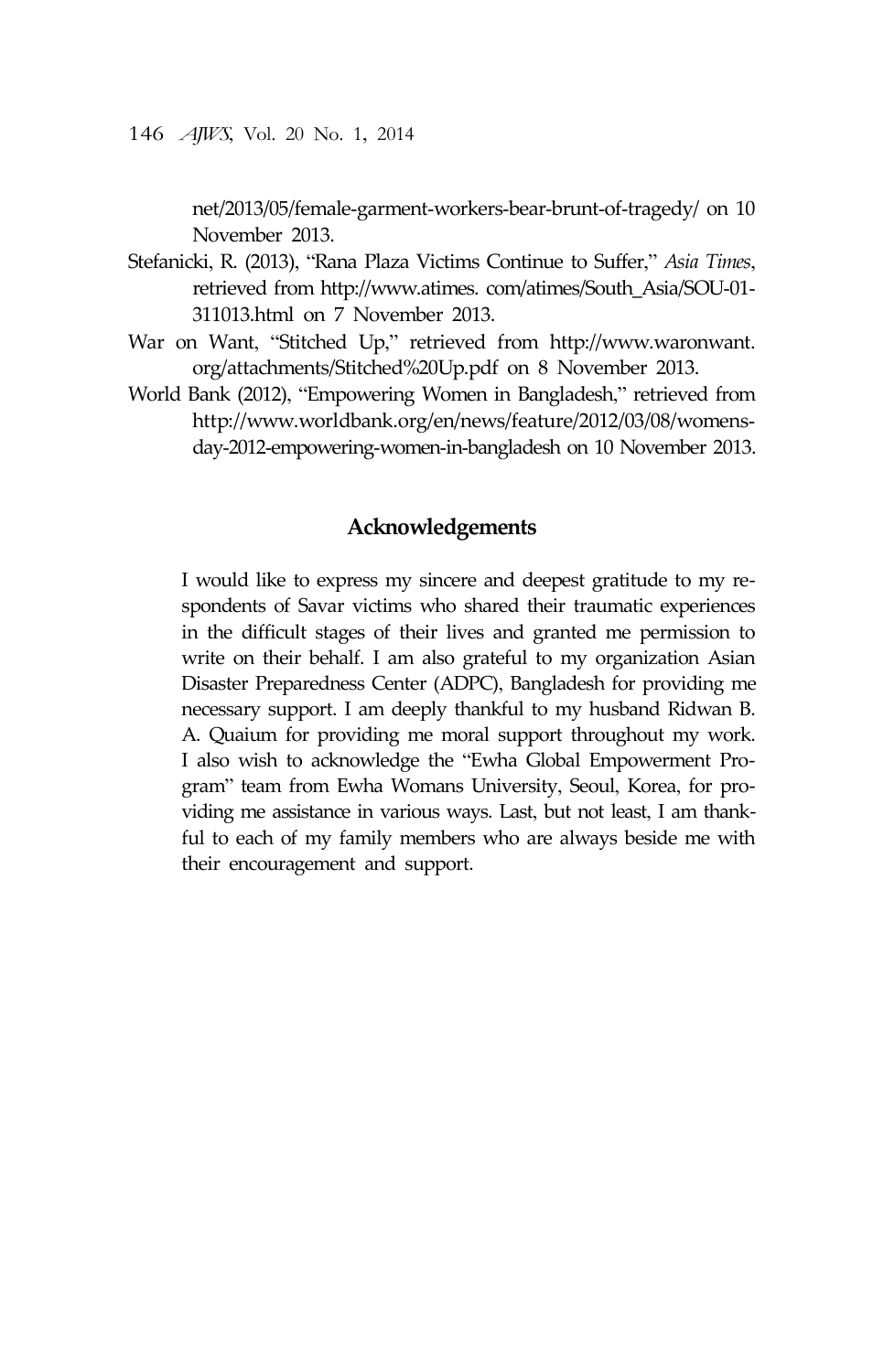net/2013/05/female-garment-workers-bear-brunt-of-tragedy/ on 10 November 2013.

Stefanicki, R. (2013), "Rana Plaza Victims Continue to Suffer," *Asia Times*, retrieved from http://www.atimes. com/atimes/South_Asia/SOU-01-311013.html on 7 November 2013.

War on Want, "Stitched Up," retrieved from http://www.waronwant.org/attachments/Stitched%20Up.pdf on 8 November 2013.

World Bank (2012), "Empowering Women in Bangladesh," retrieved from http://www.worldbank.org/en/news/feature/2012/03/08/womens-day-2012-empowering-women-in-bangladesh on 10 November 2013.

## Acknowledgements

I would like to express my sincere and deepest gratitude to my respondents of Savar victims who shared their traumatic experiences in the difficult stages of their lives and granted me permission to write on their behalf. I am also grateful to my organization Asian Disaster Preparedness Center (ADPC), Bangladesh for providing me necessary support. I am deeply thankful to my husband Ridwan B. A. Quaium for providing me moral support throughout my work. I also wish to acknowledge the "Ewha Global Empowerment Program" team from Ewha Womans University, Seoul, Korea, for providing me assistance in various ways. Last, but not least, I am thankful to each of my family members who are always beside me with their encouragement and support.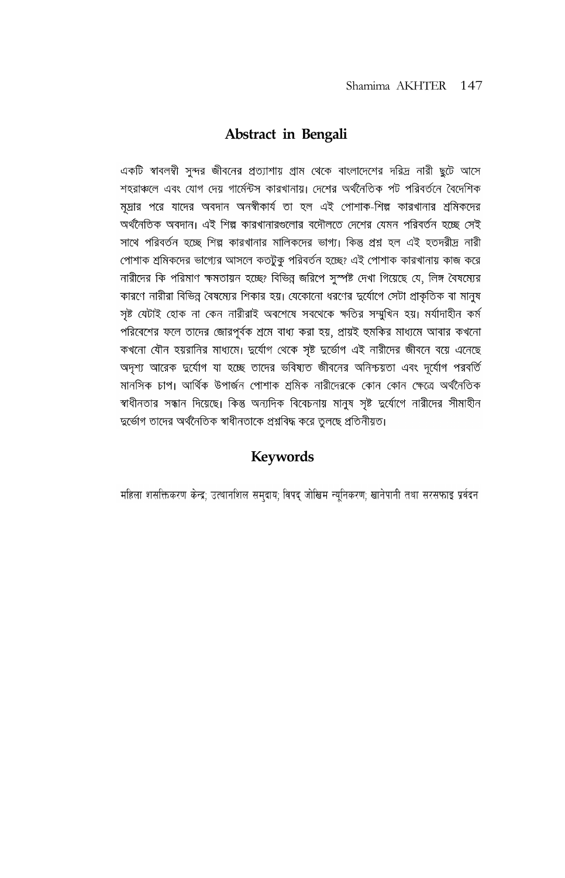## Abstract in Bengali

একটি স্বাবলম্বী সুন্দর জীবনের প্রত্যাশায় গ্রাম থেকে বাংলাদেশের দরিদ্র নারী ছুটে আসে শহরাঞ্চলে এবং যোগ দেয় গার্মেন্টস কারখানায়। দেশের অর্থনৈতিক পট পরিবর্তনে বৈদেশিক মুদ্রার পরে যাদের অবদান অনস্বীকার্য তা হল এই পোশাক-শিল্প কারখানার শ্রমিকদের অর্থনৈতিক অবদান। এই শিল্প কারখানারগুলোর বদৌলতে দেশের যেমন পরিবর্তন হচ্ছে সেই সাথে পরিবর্তন হচ্ছে শিল্প কারখানার মালিকদের ভাগ্য। কিন্তু প্রশ্ন হল এই হতদরীদ্র নারী পোশাক শ্রমিকদের ভাগ্যের আসলে কতটুকু পরিবর্তন হচ্ছে? এই পোশাক কারখানায় কাজ করে নারীদের কি পরিমাণ ক্ষমতায়ন হচ্ছে? বিভিন্ন জরিপে সুস্পষ্ট দেখা গিয়েছে যে, লিঙ্গ বৈষম্যের কারণে নারীরা বিভিন্ন বৈষম্যের শিকার হয়। যেকোনো ধরণের দুর্যোগে সেটা প্রাকৃতিক বা মানুষ সৃষ্ট যেটাই হোক না কেন নারীরাই অবশেষে সবথেকে ক্ষতির সম্মুখিন হয়। মর্যাদাহীন কর্ম পরিবেশের ফলে তাদের জোরপূর্বক শ্রমে বাধ্য করা হয়, প্রায়ই হুমকির মাধ্যমে আবার কখনো কখনো যৌন হয়রানির মাধ্যমে। দুর্যোগ থেকে সৃষ্ট দুর্ভোগ এই নারীদের জীবনে বয়ে এনেছে অদৃশ্য আরেক দুর্যোগ যা হচ্ছে তাদের ভবিষ্যত জীবনের অনিশ্চয়তা এবং দূর্যোগ পরবর্তি মানসিক চাপ। আর্থিক উপার্জন পোশাক শ্রমিক নারীদেরকে কোন কোন ক্ষেত্রে অর্থনৈতিক স্বাধীনতার সন্ধান দিয়েছে। কিন্তু অন্যদিক বিবেচনায় মানুষ সৃষ্ট দুর্যোগে নারীদের সীমাহীন দুর্ভোগ তাদের অর্থনৈতিক স্বাধীনতাকে প্রশ্নবিদ্ধ করে তুলছে প্রতিনীয়ত।

## Keywords

মহিলা শসক্তিকরণ কেন্দ্র; উত্থানশিল সমুদায়; বিপদ্ জোখিম ন্যুনিকরণ; খানেপানী তথা সরসফাই প্রবর্দন